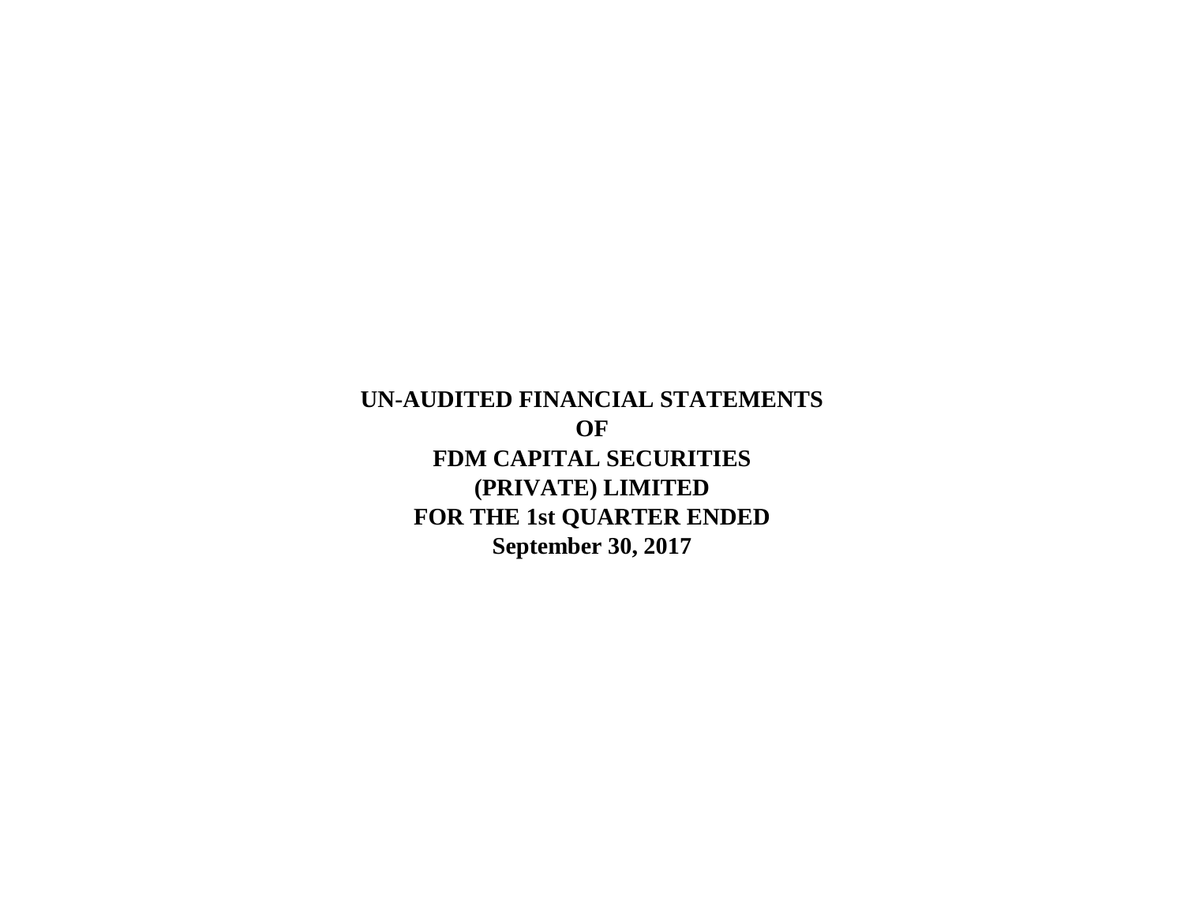# UN-AUDITED FINANCIAL STATEMENTS
# OF
# FDM CAPITAL SECURITIES
# (PRIVATE) LIMITED
# FOR THE 1st QUARTER ENDED
# September 30, 2017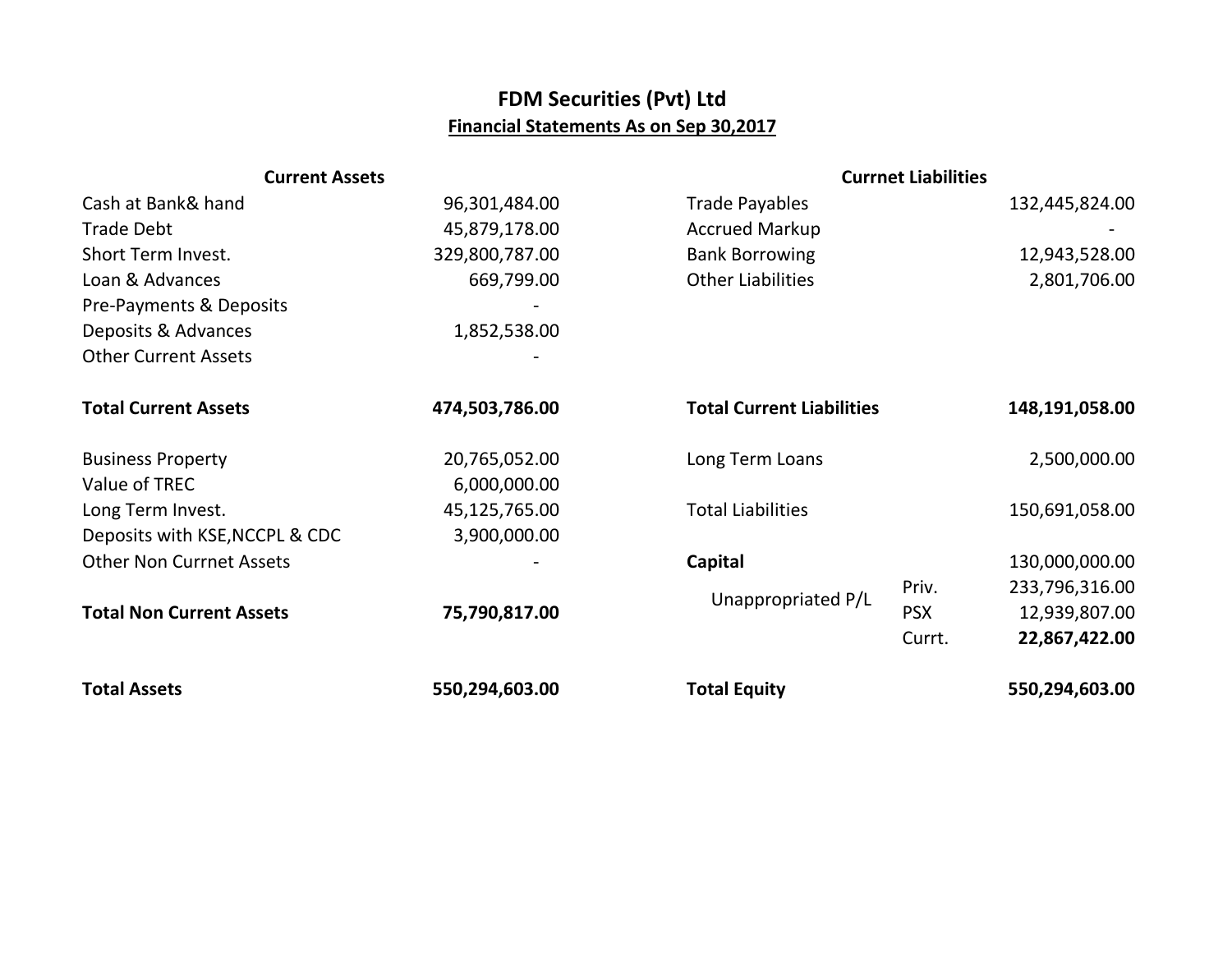# FDM Securities (Pvt) Ltd

## Financial Statements As on Sep 30,2017

| Current Assets | | Currnet Liabilities | | |
|---|---|---|---|---|
| Cash at Bank& hand | 96,301,484.00 | Trade Payables | | 132,445,824.00 |
| Trade Debt | 45,879,178.00 | Accrued Markup | | - |
| Short Term Invest. | 329,800,787.00 | Bank Borrowing | | 12,943,528.00 |
| Loan & Advances | 669,799.00 | Other Liabilities | | 2,801,706.00 |
| Pre-Payments & Deposits | - | | | |
| Deposits & Advances | 1,852,538.00 | | | |
| Other Current Assets | - | | | |
| **Total Current Assets** | **474,503,786.00** | **Total Current Liabilities** | | **148,191,058.00** |
| Business Property | 20,765,052.00 | Long Term Loans | | 2,500,000.00 |
| Value of TREC | 6,000,000.00 | | | |
| Long Term Invest. | 45,125,765.00 | Total Liabilities | | 150,691,058.00 |
| Deposits with KSE,NCCPL & CDC | 3,900,000.00 | | | |
| Other Non Currnet Assets | - | **Capital** | | 130,000,000.00 |
| | | Unappropriated P/L | Priv. | 233,796,316.00 |
| **Total Non Current Assets** | **75,790,817.00** | | PSX | 12,939,807.00 |
| | | | Currt. | **22,867,422.00** |
| **Total Assets** | **550,294,603.00** | **Total Equity** | | **550,294,603.00** |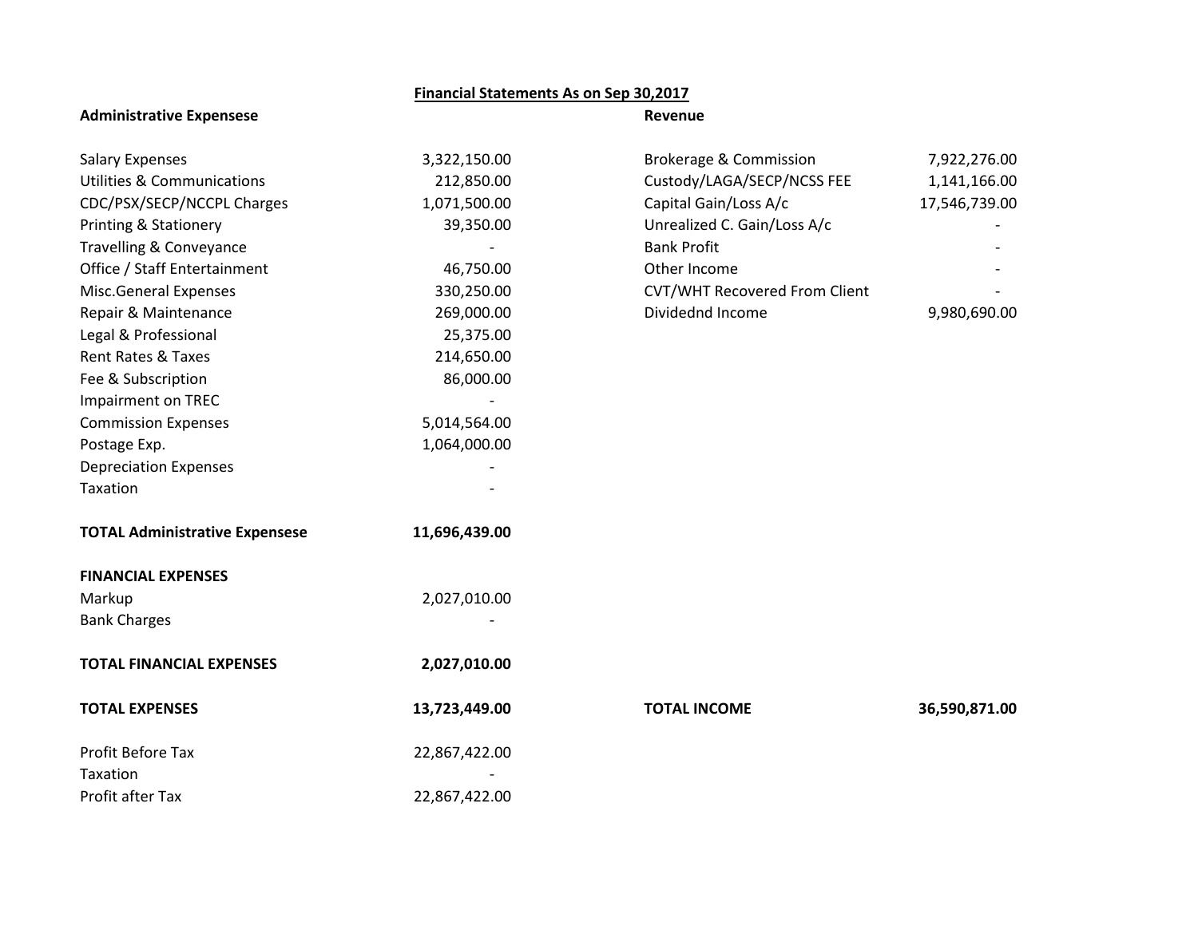## Financial Statements As on Sep 30,2017

| | | | |
|---|---|---|---|
| **Administrative Expensese** | | **Revenue** | |
| Salary Expenses | 3,322,150.00 | Brokerage & Commission | 7,922,276.00 |
| Utilities & Communications | 212,850.00 | Custody/LAGA/SECP/NCSS FEE | 1,141,166.00 |
| CDC/PSX/SECP/NCCPL Charges | 1,071,500.00 | Capital Gain/Loss A/c | 17,546,739.00 |
| Printing & Stationery | 39,350.00 | Unrealized C. Gain/Loss A/c | - |
| Travelling & Conveyance | - | Bank Profit | - |
| Office / Staff Entertainment | 46,750.00 | Other Income | - |
| Misc.General Expenses | 330,250.00 | CVT/WHT Recovered From Client | - |
| Repair & Maintenance | 269,000.00 | Dividednd Income | 9,980,690.00 |
| Legal & Professional | 25,375.00 | | |
| Rent Rates & Taxes | 214,650.00 | | |
| Fee & Subscription | 86,000.00 | | |
| Impairment on TREC | - | | |
| Commission Expenses | 5,014,564.00 | | |
| Postage Exp. | 1,064,000.00 | | |
| Depreciation Expenses | - | | |
| Taxation | - | | |
| **TOTAL Administrative Expensese** | **11,696,439.00** | | |
| **FINANCIAL EXPENSES** | | | |
| Markup | 2,027,010.00 | | |
| Bank Charges | - | | |
| **TOTAL FINANCIAL EXPENSES** | **2,027,010.00** | | |
| **TOTAL EXPENSES** | **13,723,449.00** | **TOTAL INCOME** | **36,590,871.00** |
| Profit Before Tax | 22,867,422.00 | | |
| Taxation | - | | |
| Profit after Tax | 22,867,422.00 | | |